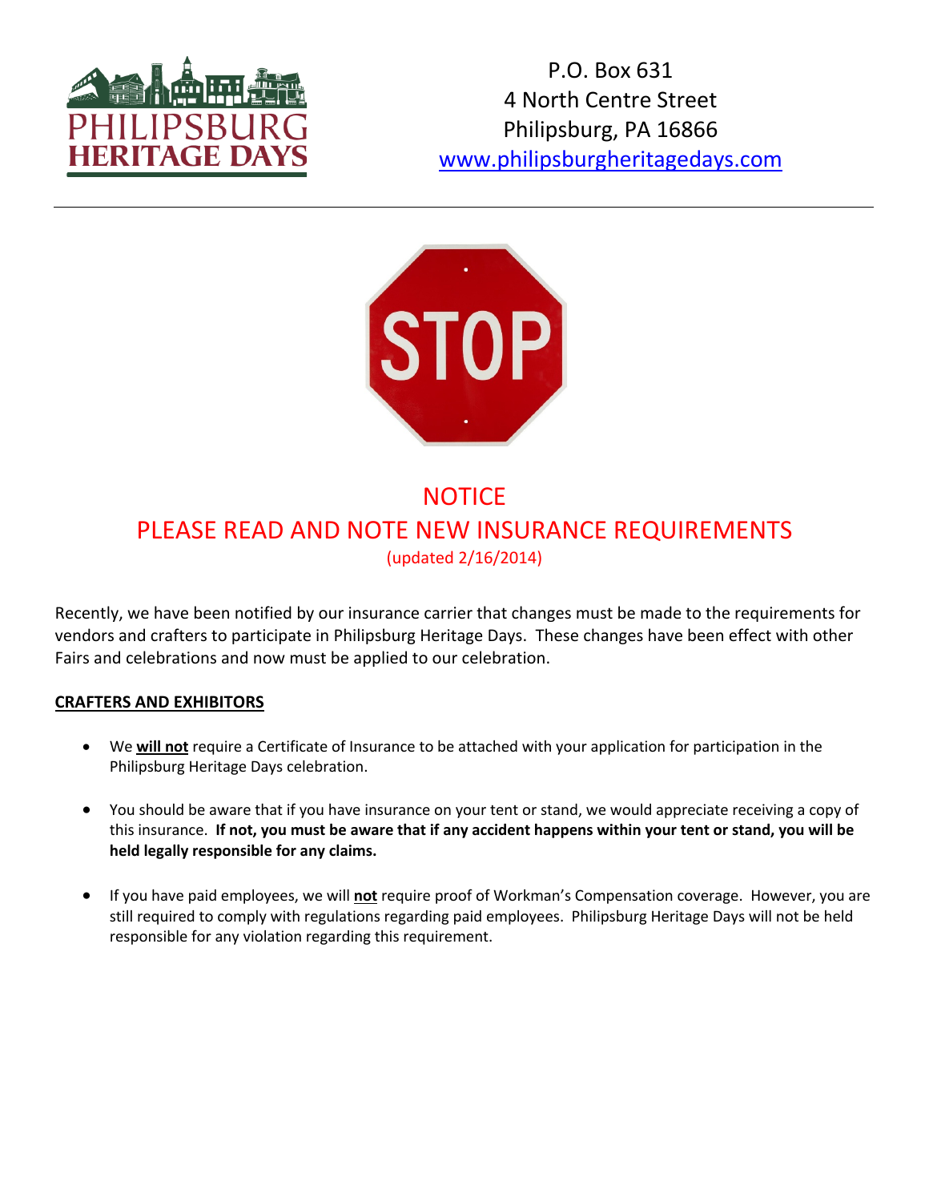PHILIPSBURG HERITAGE DAYS

P.O. Box 631
4 North Centre Street
Philipsburg, PA 16866
www.philipsburgheritagedays.com

STOP

# NOTICE
## PLEASE READ AND NOTE NEW INSURANCE REQUIREMENTS
(updated 2/16/2014)

Recently, we have been notified by our insurance carrier that changes must be made to the requirements for vendors and crafters to participate in Philipsburg Heritage Days. These changes have been effect with other Fairs and celebrations and now must be applied to our celebration.

**CRAFTERS AND EXHIBITORS**

- We **will not** require a Certificate of Insurance to be attached with your application for participation in the Philipsburg Heritage Days celebration.
- You should be aware that if you have insurance on your tent or stand, we would appreciate receiving a copy of this insurance. **If not, you must be aware that if any accident happens within your tent or stand, you will be held legally responsible for any claims.**
- If you have paid employees, we will **not** require proof of Workman's Compensation coverage. However, you are still required to comply with regulations regarding paid employees. Philipsburg Heritage Days will not be held responsible for any violation regarding this requirement.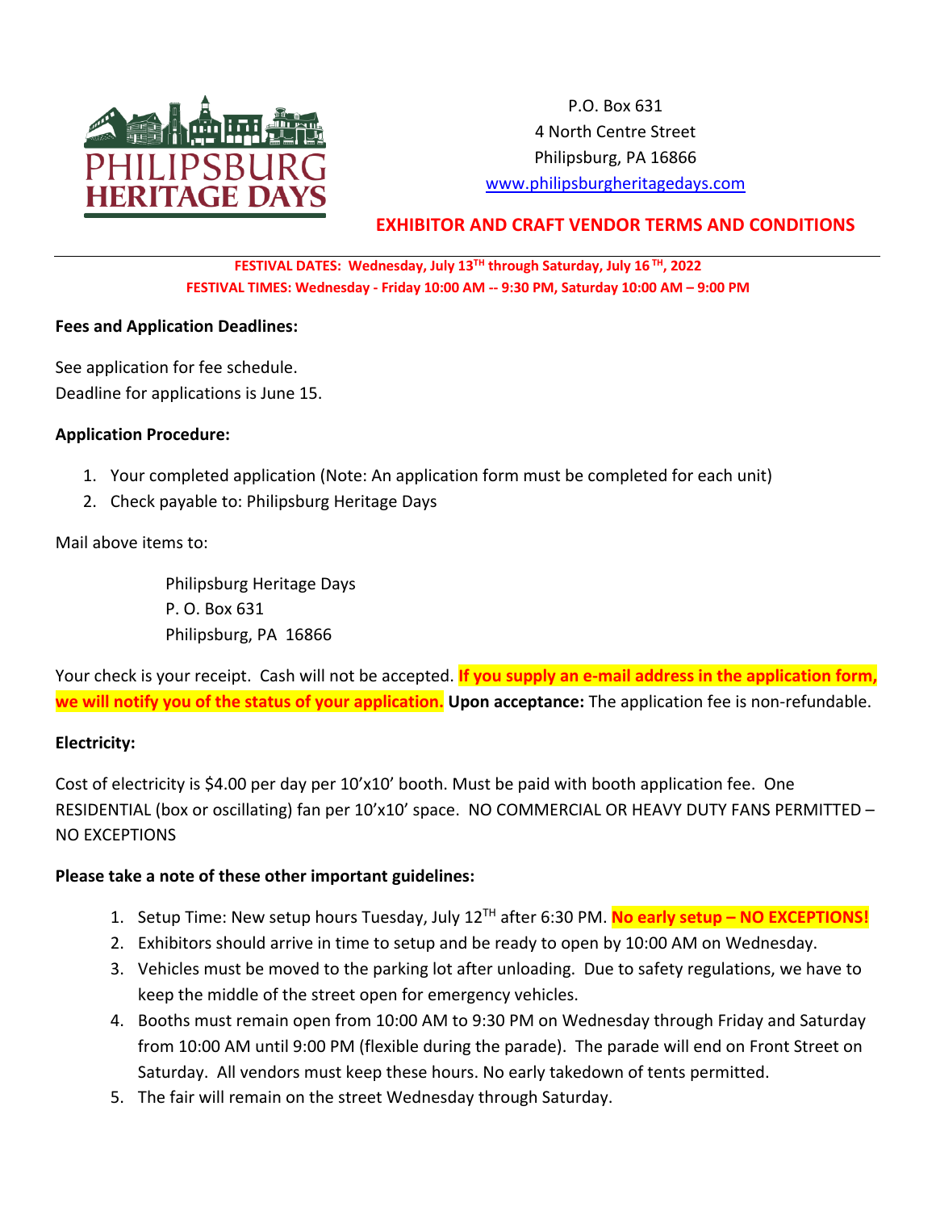P.O. Box 631
4 North Centre Street
Philipsburg, PA 16866
www.philipsburgheritagedays.com

## EXHIBITOR AND CRAFT VENDOR TERMS AND CONDITIONS

**FESTIVAL DATES: Wednesday, July 13TH through Saturday, July 16 TH, 2022**
**FESTIVAL TIMES: Wednesday - Friday 10:00 AM -- 9:30 PM, Saturday 10:00 AM – 9:00 PM**

**Fees and Application Deadlines:**

See application for fee schedule.
Deadline for applications is June 15.

**Application Procedure:**

1. Your completed application (Note: An application form must be completed for each unit)
2. Check payable to: Philipsburg Heritage Days

Mail above items to:

Philipsburg Heritage Days
P. O. Box 631
Philipsburg, PA 16866

Your check is your receipt. Cash will not be accepted. **If you supply an e-mail address in the application form, we will notify you of the status of your application.** **Upon acceptance:** The application fee is non-refundable.

**Electricity:**

Cost of electricity is $4.00 per day per 10’x10’ booth. Must be paid with booth application fee. One RESIDENTIAL (box or oscillating) fan per 10’x10’ space. NO COMMERCIAL OR HEAVY DUTY FANS PERMITTED – NO EXCEPTIONS

**Please take a note of these other important guidelines:**

1. Setup Time: New setup hours Tuesday, July 12TH after 6:30 PM. **No early setup – NO EXCEPTIONS!**
2. Exhibitors should arrive in time to setup and be ready to open by 10:00 AM on Wednesday.
3. Vehicles must be moved to the parking lot after unloading. Due to safety regulations, we have to keep the middle of the street open for emergency vehicles.
4. Booths must remain open from 10:00 AM to 9:30 PM on Wednesday through Friday and Saturday from 10:00 AM until 9:00 PM (flexible during the parade). The parade will end on Front Street on Saturday. All vendors must keep these hours. No early takedown of tents permitted.
5. The fair will remain on the street Wednesday through Saturday.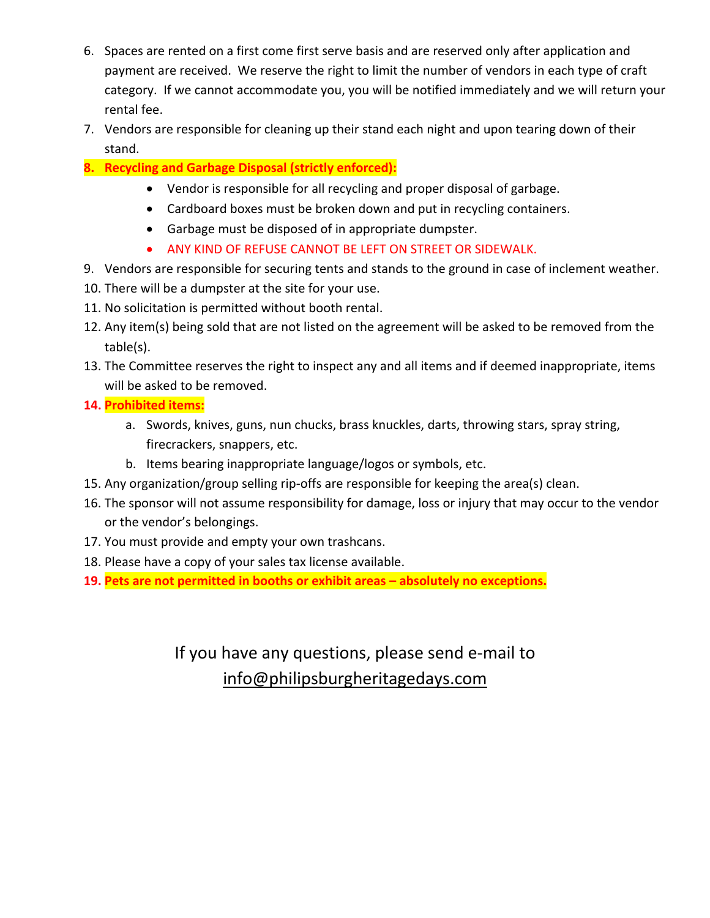6. Spaces are rented on a first come first serve basis and are reserved only after application and payment are received. We reserve the right to limit the number of vendors in each type of craft category. If we cannot accommodate you, you will be notified immediately and we will return your rental fee.
7. Vendors are responsible for cleaning up their stand each night and upon tearing down of their stand.
8. **Recycling and Garbage Disposal (strictly enforced):**
    - Vendor is responsible for all recycling and proper disposal of garbage.
    - Cardboard boxes must be broken down and put in recycling containers.
    - Garbage must be disposed of in appropriate dumpster.
    - ANY KIND OF REFUSE CANNOT BE LEFT ON STREET OR SIDEWALK.
9. Vendors are responsible for securing tents and stands to the ground in case of inclement weather.
10. There will be a dumpster at the site for your use.
11. No solicitation is permitted without booth rental.
12. Any item(s) being sold that are not listed on the agreement will be asked to be removed from the table(s).
13. The Committee reserves the right to inspect any and all items and if deemed inappropriate, items will be asked to be removed.
14. **Prohibited items:**
    a. Swords, knives, guns, nun chucks, brass knuckles, darts, throwing stars, spray string, firecrackers, snappers, etc.
    b. Items bearing inappropriate language/logos or symbols, etc.
15. Any organization/group selling rip-offs are responsible for keeping the area(s) clean.
16. The sponsor will not assume responsibility for damage, loss or injury that may occur to the vendor or the vendor's belongings.
17. You must provide and empty your own trashcans.
18. Please have a copy of your sales tax license available.
19. **Pets are not permitted in booths or exhibit areas – absolutely no exceptions.**

If you have any questions, please send e-mail to info@philipsburgheritagedays.com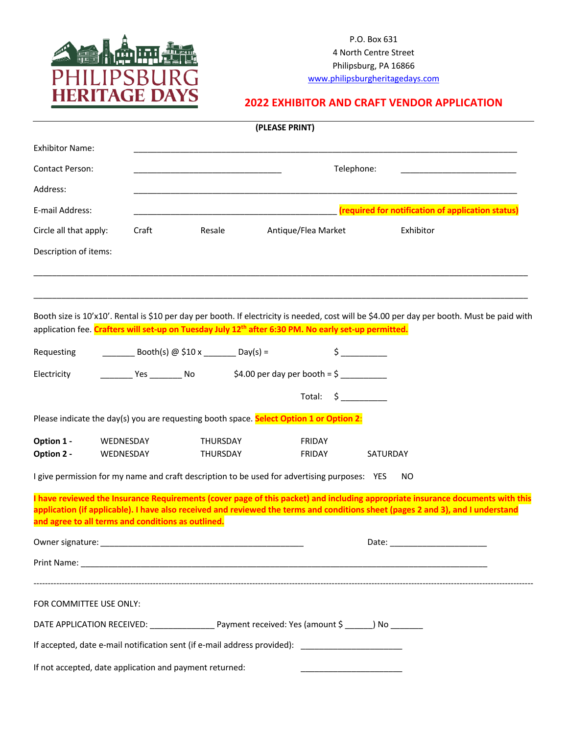PHILIPSBURG HERITAGE DAYS

P.O. Box 631
4 North Centre Street
Philipsburg, PA 16866
www.philipsburgheritagedays.com

## 2022 EXHIBITOR AND CRAFT VENDOR APPLICATION

**(PLEASE PRINT)**

Exhibitor Name: ______________________________________________________________________

Contact Person: ______________________________ Telephone: ________________________

Address: ______________________________________________________________________

E-mail Address: ____________________________________________ **(required for notification of application status)**

Circle all that apply: Craft Resale Antique/Flea Market Exhibitor

Description of items:

__________________________________________________________________________________________

__________________________________________________________________________________________

Booth size is 10'x10'. Rental is $10 per day per booth. If electricity is needed, cost will be $4.00 per day per booth. Must be paid with application fee. **Crafters will set-up on Tuesday July 12th after 6:30 PM. No early set-up permitted.**

Requesting _______ Booth(s) @ $10 x _______ Day(s) = $ __________

Electricity _______ Yes _______ No $4.00 per day per booth = $ __________

Total: $ __________

Please indicate the day(s) you are requesting booth space. **Select Option 1 or Option 2**:

**Option 1 -** WEDNESDAY THURSDAY FRIDAY
**Option 2 -** WEDNESDAY THURSDAY FRIDAY SATURDAY

I give permission for my name and craft description to be used for advertising purposes: YES NO

**I have reviewed the Insurance Requirements (cover page of this packet) and including appropriate insurance documents with this application (if applicable). I have also received and reviewed the terms and conditions sheet (pages 2 and 3), and I understand and agree to all terms and conditions as outlined.**

Owner signature: ____________________________________________ Date: ____________________

Print Name: ____________________________________________________________________________

---

FOR COMMITTEE USE ONLY:

DATE APPLICATION RECEIVED: ______________ Payment received: Yes (amount $ ______) No _______

If accepted, date e-mail notification sent (if e-mail address provided): ______________________

If not accepted, date application and payment returned: ______________________